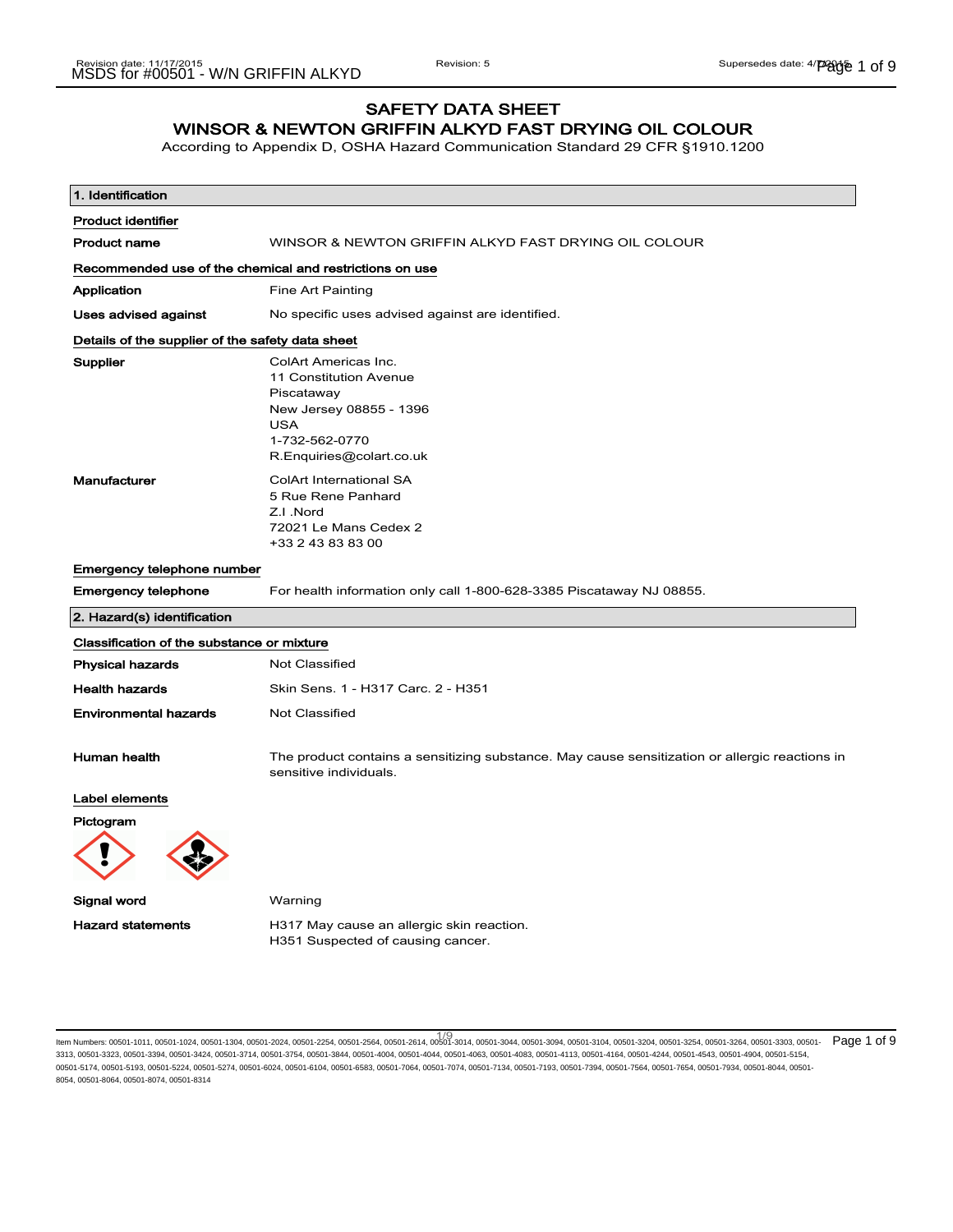# SAFETY DATA SHEET

## WINSOR & NEWTON GRIFFIN ALKYD FAST DRYING OIL COLOUR

According to Appendix D, OSHA Hazard Communication Standard 29 CFR §1910.1200

### 1. Identification

**Product identifier**

| | |
|---|---|
| **Product name** | WINSOR & NEWTON GRIFFIN ALKYD FAST DRYING OIL COLOUR |

**Recommended use of the chemical and restrictions on use**

| | |
|---|---|
| **Application** | Fine Art Painting |
| **Uses advised against** | No specific uses advised against are identified. |

**Details of the supplier of the safety data sheet**

| | |
|---|---|
| **Supplier** | ColArt Americas Inc.<br>11 Constitution Avenue<br>Piscataway<br>New Jersey 08855 - 1396<br>USA<br>1-732-562-0770<br>R.Enquiries@colart.co.uk |
| **Manufacturer** | ColArt International SA<br>5 Rue Rene Panhard<br>Z.I .Nord<br>72021 Le Mans Cedex 2<br>+33 2 43 83 83 00 |

**Emergency telephone number**

| | |
|---|---|
| **Emergency telephone** | For health information only call 1-800-628-3385 Piscataway NJ 08855. |

### 2. Hazard(s) identification

**Classification of the substance or mixture**

| | |
|---|---|
| **Physical hazards** | Not Classified |
| **Health hazards** | Skin Sens. 1 - H317 Carc. 2 - H351 |
| **Environmental hazards** | Not Classified |
| **Human health** | The product contains a sensitizing substance. May cause sensitization or allergic reactions in sensitive individuals. |

**Label elements**

**Pictogram**

| | |
|---|---|
| **Signal word** | Warning |
| **Hazard statements** | H317 May cause an allergic skin reaction.<br>H351 Suspected of causing cancer. |

Item Numbers: 00501-1011, 00501-1024, 00501-1304, 00501-2024, 00501-2254, 00501-2564, 00501-2614, 00501-3014, 00501-3044, 00501-3094, 00501-3104, 00501-3204, 00501-3254, 00501-3264, 00501-3303, 00501-3313, 00501-3323, 00501-3394, 00501-3424, 00501-3714, 00501-3754, 00501-3844, 00501-4004, 00501-4044, 00501-4063, 00501-4083, 00501-4113, 00501-4164, 00501-4244, 00501-4543, 00501-4904, 00501-5154, 00501-5174, 00501-5193, 00501-5224, 00501-5274, 00501-6024, 00501-6104, 00501-6583, 00501-7064, 00501-7074, 00501-7134, 00501-7193, 00501-7394, 00501-7564, 00501-7654, 00501-7934, 00501-8044, 00501-8054, 00501-8064, 00501-8074, 00501-8314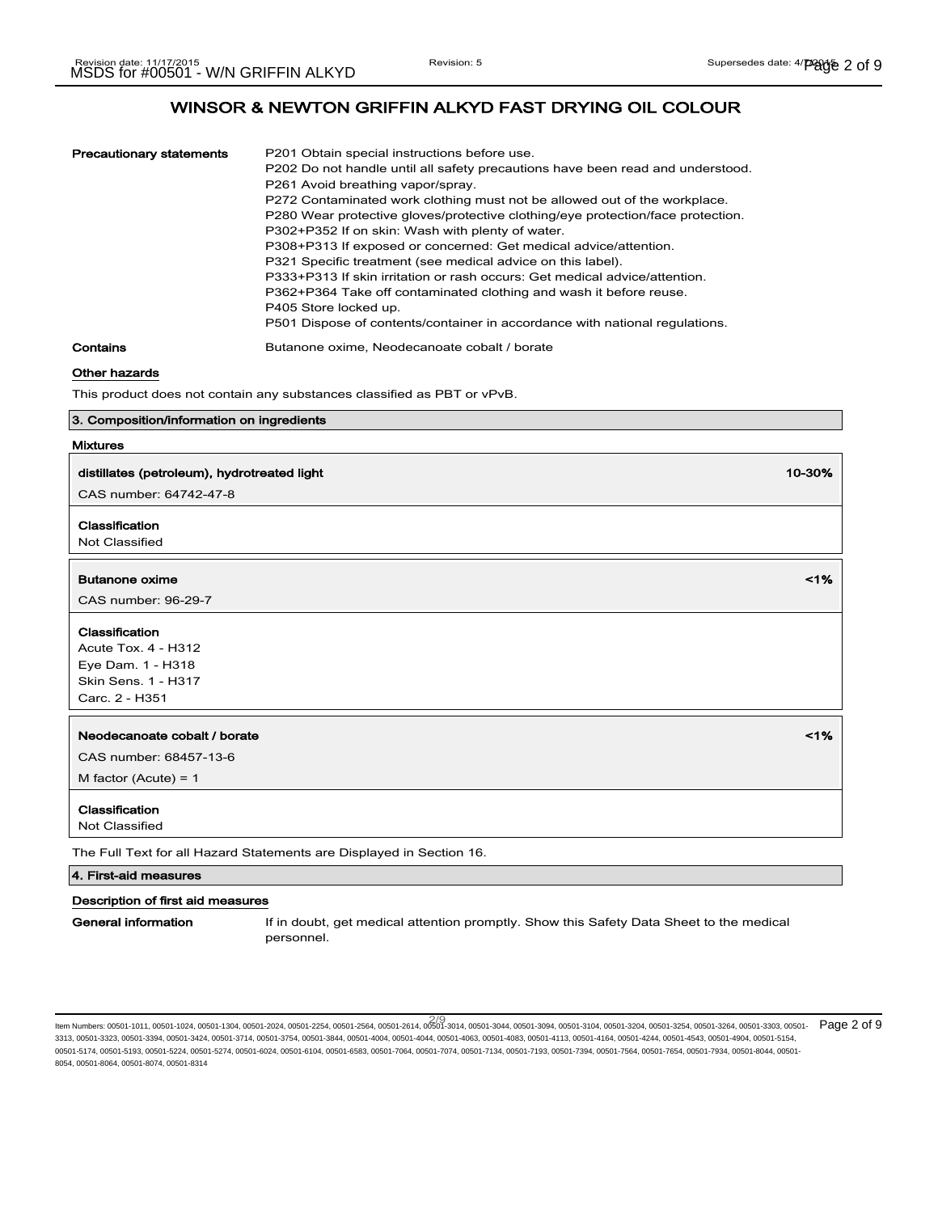## WINSOR & NEWTON GRIFFIN ALKYD FAST DRYING OIL COLOUR

**Precautionary statements**

P201 Obtain special instructions before use.
P202 Do not handle until all safety precautions have been read and understood.
P261 Avoid breathing vapor/spray.
P272 Contaminated work clothing must not be allowed out of the workplace.
P280 Wear protective gloves/protective clothing/eye protection/face protection.
P302+P352 If on skin: Wash with plenty of water.
P308+P313 If exposed or concerned: Get medical advice/attention.
P321 Specific treatment (see medical advice on this label).
P333+P313 If skin irritation or rash occurs: Get medical advice/attention.
P362+P364 Take off contaminated clothing and wash it before reuse.
P405 Store locked up.
P501 Dispose of contents/container in accordance with national regulations.

**Contains** Butanone oxime, Neodecanoate cobalt / borate

**Other hazards**

This product does not contain any substances classified as PBT or vPvB.

### 3. Composition/information on ingredients

**Mixtures**

**distillates (petroleum), hydrotreated light** — 10-30%

CAS number: 64742-47-8

**Classification**
Not Classified

**Butanone oxime** — <1%

CAS number: 96-29-7

**Classification**
Acute Tox. 4 - H312
Eye Dam. 1 - H318
Skin Sens. 1 - H317
Carc. 2 - H351

**Neodecanoate cobalt / borate** — <1%

CAS number: 68457-13-6

M factor (Acute) = 1

**Classification**
Not Classified

The Full Text for all Hazard Statements are Displayed in Section 16.

### 4. First-aid measures

**Description of first aid measures**

**General information** If in doubt, get medical attention promptly. Show this Safety Data Sheet to the medical personnel.

Item Numbers: 00501-1011, 00501-1024, 00501-1304, 00501-2024, 00501-2254, 00501-2564, 00501-2614, 00501-3014, 00501-3044, 00501-3094, 00501-3104, 00501-3204, 00501-3254, 00501-3264, 00501-3303, 00501-3313, 00501-3323, 00501-3394, 00501-3424, 00501-3714, 00501-3754, 00501-3844, 00501-4004, 00501-4044, 00501-4063, 00501-4083, 00501-4113, 00501-4164, 00501-4244, 00501-4543, 00501-4904, 00501-5154, 00501-5174, 00501-5193, 00501-5224, 00501-5274, 00501-6024, 00501-6104, 00501-6583, 00501-7064, 00501-7074, 00501-7134, 00501-7193, 00501-7394, 00501-7564, 00501-7654, 00501-7934, 00501-8044, 00501-8054, 00501-8064, 00501-8074, 00501-8314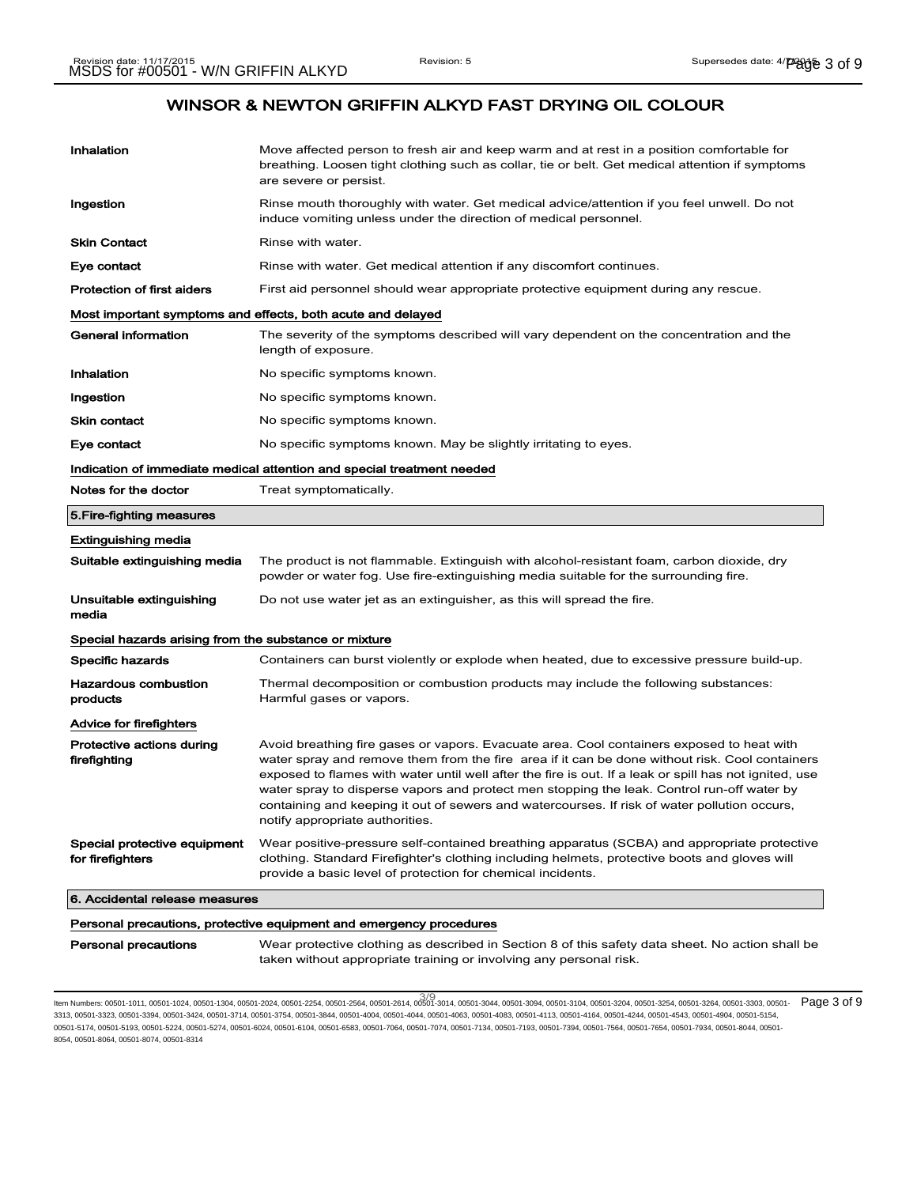## WINSOR & NEWTON GRIFFIN ALKYD FAST DRYING OIL COLOUR

| | |
|---|---|
| **Inhalation** | Move affected person to fresh air and keep warm and at rest in a position comfortable for breathing. Loosen tight clothing such as collar, tie or belt. Get medical attention if symptoms are severe or persist. |
| **Ingestion** | Rinse mouth thoroughly with water. Get medical advice/attention if you feel unwell. Do not induce vomiting unless under the direction of medical personnel. |
| **Skin Contact** | Rinse with water. |
| **Eye contact** | Rinse with water. Get medical attention if any discomfort continues. |
| **Protection of first aiders** | First aid personnel should wear appropriate protective equipment during any rescue. |

### Most important symptoms and effects, both acute and delayed

| | |
|---|---|
| **General information** | The severity of the symptoms described will vary dependent on the concentration and the length of exposure. |
| **Inhalation** | No specific symptoms known. |
| **Ingestion** | No specific symptoms known. |
| **Skin contact** | No specific symptoms known. |
| **Eye contact** | No specific symptoms known. May be slightly irritating to eyes. |

### Indication of immediate medical attention and special treatment needed

| | |
|---|---|
| **Notes for the doctor** | Treat symptomatically. |

## 5.Fire-fighting measures

### Extinguishing media

| | |
|---|---|
| **Suitable extinguishing media** | The product is not flammable. Extinguish with alcohol-resistant foam, carbon dioxide, dry powder or water fog. Use fire-extinguishing media suitable for the surrounding fire. |
| **Unsuitable extinguishing media** | Do not use water jet as an extinguisher, as this will spread the fire. |

### Special hazards arising from the substance or mixture

| | |
|---|---|
| **Specific hazards** | Containers can burst violently or explode when heated, due to excessive pressure build-up. |
| **Hazardous combustion products** | Thermal decomposition or combustion products may include the following substances: Harmful gases or vapors. |

### Advice for firefighters

| | |
|---|---|
| **Protective actions during firefighting** | Avoid breathing fire gases or vapors. Evacuate area. Cool containers exposed to heat with water spray and remove them from the fire area if it can be done without risk. Cool containers exposed to flames with water until well after the fire is out. If a leak or spill has not ignited, use water spray to disperse vapors and protect men stopping the leak. Control run-off water by containing and keeping it out of sewers and watercourses. If risk of water pollution occurs, notify appropriate authorities. |
| **Special protective equipment for firefighters** | Wear positive-pressure self-contained breathing apparatus (SCBA) and appropriate protective clothing. Standard Firefighter's clothing including helmets, protective boots and gloves will provide a basic level of protection for chemical incidents. |

## 6. Accidental release measures

### Personal precautions, protective equipment and emergency procedures

| | |
|---|---|
| **Personal precautions** | Wear protective clothing as described in Section 8 of this safety data sheet. No action shall be taken without appropriate training or involving any personal risk. |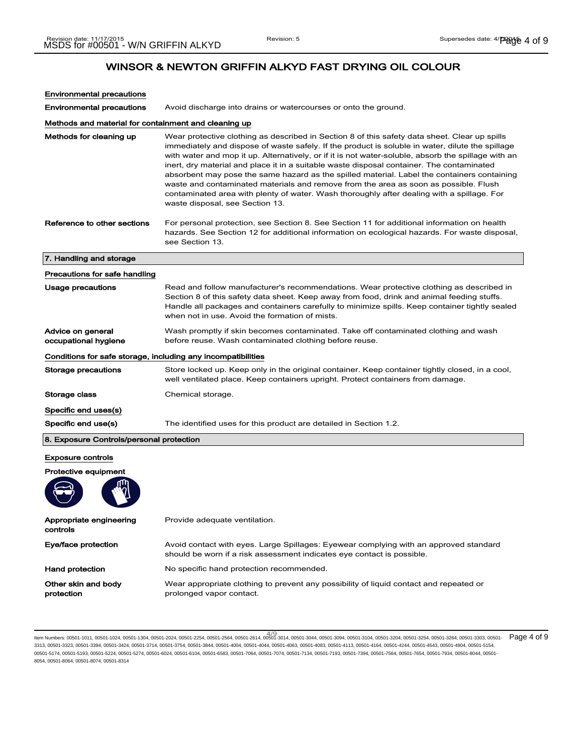# WINSOR & NEWTON GRIFFIN ALKYD FAST DRYING OIL COLOUR

**Environmental precautions**

| | |
|---|---|
| **Environmental precautions** | Avoid discharge into drains or watercourses or onto the ground. |

**Methods and material for containment and cleaning up**

| | |
|---|---|
| **Methods for cleaning up** | Wear protective clothing as described in Section 8 of this safety data sheet. Clear up spills immediately and dispose of waste safely. If the product is soluble in water, dilute the spillage with water and mop it up. Alternatively, or if it is not water-soluble, absorb the spillage with an inert, dry material and place it in a suitable waste disposal container. The contaminated absorbent may pose the same hazard as the spilled material. Label the containers containing waste and contaminated materials and remove from the area as soon as possible. Flush contaminated area with plenty of water. Wash thoroughly after dealing with a spillage. For waste disposal, see Section 13. |
| **Reference to other sections** | For personal protection, see Section 8. See Section 11 for additional information on health hazards. See Section 12 for additional information on ecological hazards. For waste disposal, see Section 13. |

## 7. Handling and storage

**Precautions for safe handling**

| | |
|---|---|
| **Usage precautions** | Read and follow manufacturer's recommendations. Wear protective clothing as described in Section 8 of this safety data sheet. Keep away from food, drink and animal feeding stuffs. Handle all packages and containers carefully to minimize spills. Keep container tightly sealed when not in use. Avoid the formation of mists. |
| **Advice on general occupational hygiene** | Wash promptly if skin becomes contaminated. Take off contaminated clothing and wash before reuse. Wash contaminated clothing before reuse. |

**Conditions for safe storage, including any incompatibilities**

| | |
|---|---|
| **Storage precautions** | Store locked up. Keep only in the original container. Keep container tightly closed, in a cool, well ventilated place. Keep containers upright. Protect containers from damage. |
| **Storage class** | Chemical storage. |

**Specific end uses(s)**

| | |
|---|---|
| **Specific end use(s)** | The identified uses for this product are detailed in Section 1.2. |

## 8. Exposure Controls/personal protection

**Exposure controls**

**Protective equipment**

| | |
|---|---|
| **Appropriate engineering controls** | Provide adequate ventilation. |
| **Eye/face protection** | Avoid contact with eyes. Large Spillages: Eyewear complying with an approved standard should be worn if a risk assessment indicates eye contact is possible. |
| **Hand protection** | No specific hand protection recommended. |
| **Other skin and body protection** | Wear appropriate clothing to prevent any possibility of liquid contact and repeated or prolonged vapor contact. |

Item Numbers: 00501-1011, 00501-1024, 00501-1304, 00501-2024, 00501-2254, 00501-2564, 00501-2614, 00501-3014, 00501-3044, 00501-3094, 00501-3104, 00501-3204, 00501-3254, 00501-3264, 00501-3303, 00501-3313, 00501-3323, 00501-3394, 00501-3424, 00501-3714, 00501-3754, 00501-3844, 00501-4004, 00501-4044, 00501-4063, 00501-4083, 00501-4113, 00501-4164, 00501-4244, 00501-4543, 00501-4904, 00501-5154, 00501-5174, 00501-5193, 00501-5224, 00501-5274, 00501-6024, 00501-6104, 00501-6583, 00501-7064, 00501-7074, 00501-7134, 00501-7193, 00501-7394, 00501-7564, 00501-7654, 00501-7934, 00501-8044, 00501-8054, 00501-8064, 00501-8074, 00501-8314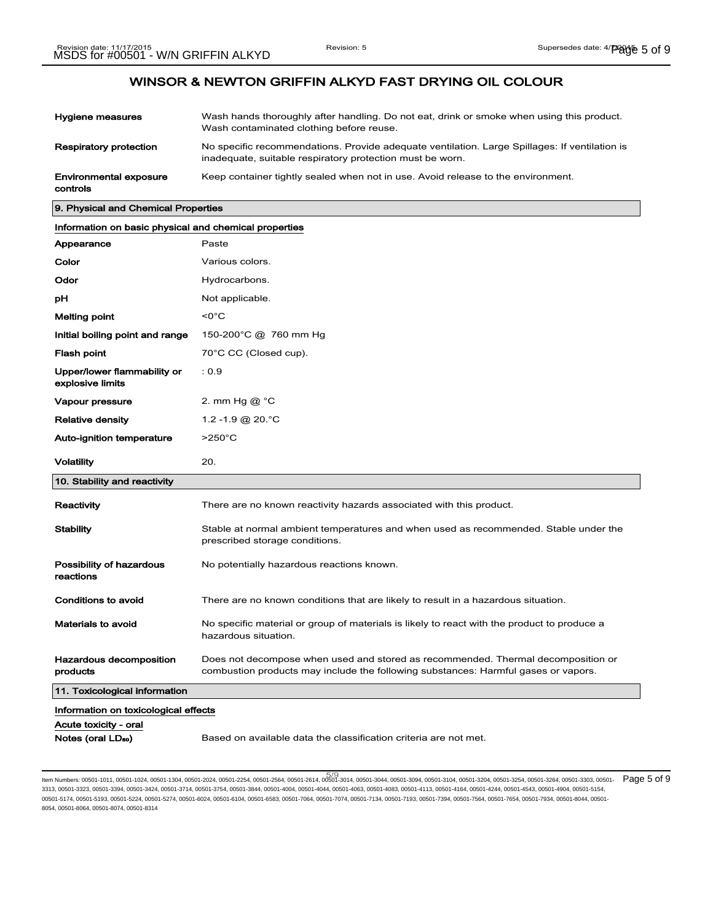## WINSOR & NEWTON GRIFFIN ALKYD FAST DRYING OIL COLOUR

| | |
|---|---|
| **Hygiene measures** | Wash hands thoroughly after handling. Do not eat, drink or smoke when using this product. Wash contaminated clothing before reuse. |
| **Respiratory protection** | No specific recommendations. Provide adequate ventilation. Large Spillages: If ventilation is inadequate, suitable respiratory protection must be worn. |
| **Environmental exposure controls** | Keep container tightly sealed when not in use. Avoid release to the environment. |

### 9. Physical and Chemical Properties

**Information on basic physical and chemical properties**

| | |
|---|---|
| **Appearance** | Paste |
| **Color** | Various colors. |
| **Odor** | Hydrocarbons. |
| **pH** | Not applicable. |
| **Melting point** | <0°C |
| **Initial boiling point and range** | 150-200°C @ 760 mm Hg |
| **Flash point** | 70°C CC (Closed cup). |
| **Upper/lower flammability or explosive limits** | : 0.9 |
| **Vapour pressure** | 2. mm Hg @ °C |
| **Relative density** | 1.2 -1.9 @ 20.°C |
| **Auto-ignition temperature** | >250°C |
| **Volatility** | 20. |

### 10. Stability and reactivity

| | |
|---|---|
| **Reactivity** | There are no known reactivity hazards associated with this product. |
| **Stability** | Stable at normal ambient temperatures and when used as recommended. Stable under the prescribed storage conditions. |
| **Possibility of hazardous reactions** | No potentially hazardous reactions known. |
| **Conditions to avoid** | There are no known conditions that are likely to result in a hazardous situation. |
| **Materials to avoid** | No specific material or group of materials is likely to react with the product to produce a hazardous situation. |
| **Hazardous decomposition products** | Does not decompose when used and stored as recommended. Thermal decomposition or combustion products may include the following substances: Harmful gases or vapors. |

### 11. Toxicological information

**Information on toxicological effects**

**Acute toxicity - oral**

| | |
|---|---|
| **Notes (oral $LD_{50}$)** | Based on available data the classification criteria are not met. |

Item Numbers: 00501-1011, 00501-1024, 00501-1304, 00501-2024, 00501-2254, 00501-2564, 00501-2614, 00501-3014, 00501-3044, 00501-3094, 00501-3104, 00501-3204, 00501-3254, 00501-3264, 00501-3303, 00501-3313, 00501-3323, 00501-3394, 00501-3424, 00501-3714, 00501-3754, 00501-3844, 00501-4004, 00501-4044, 00501-4063, 00501-4083, 00501-4113, 00501-4164, 00501-4244, 00501-4543, 00501-4904, 00501-5154, 00501-5174, 00501-5193, 00501-5224, 00501-5274, 00501-6024, 00501-6104, 00501-6583, 00501-7064, 00501-7074, 00501-7134, 00501-7193, 00501-7394, 00501-7564, 00501-7654, 00501-7934, 00501-8044, 00501-8054, 00501-8064, 00501-8074, 00501-8314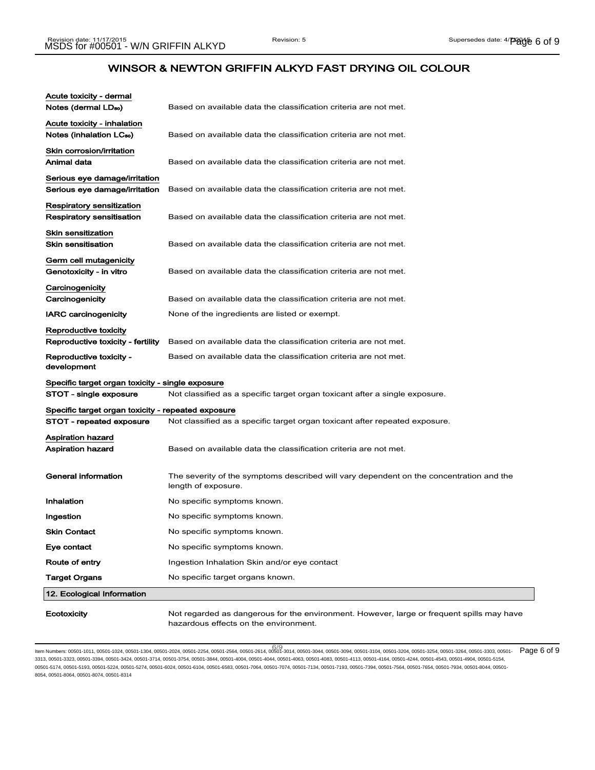# WINSOR & NEWTON GRIFFIN ALKYD FAST DRYING OIL COLOUR

**Acute toxicity - dermal**

| | |
|---|---|
| **Notes (dermal $LD_{50}$)** | Based on available data the classification criteria are not met. |

**Acute toxicity - inhalation**

| | |
|---|---|
| **Notes (inhalation $LC_{50}$)** | Based on available data the classification criteria are not met. |

**Skin corrosion/irritation**

| | |
|---|---|
| **Animal data** | Based on available data the classification criteria are not met. |

**Serious eye damage/irritation**

| | |
|---|---|
| **Serious eye damage/irritation** | Based on available data the classification criteria are not met. |

**Respiratory sensitization**

| | |
|---|---|
| **Respiratory sensitisation** | Based on available data the classification criteria are not met. |

**Skin sensitization**

| | |
|---|---|
| **Skin sensitisation** | Based on available data the classification criteria are not met. |

**Germ cell mutagenicity**

| | |
|---|---|
| **Genotoxicity - in vitro** | Based on available data the classification criteria are not met. |

**Carcinogenicity**

| | |
|---|---|
| **Carcinogenicity** | Based on available data the classification criteria are not met. |
| **IARC carcinogenicity** | None of the ingredients are listed or exempt. |

**Reproductive toxicity**

| | |
|---|---|
| **Reproductive toxicity - fertility** | Based on available data the classification criteria are not met. |
| **Reproductive toxicity - development** | Based on available data the classification criteria are not met. |

**Specific target organ toxicity - single exposure**

| | |
|---|---|
| **STOT - single exposure** | Not classified as a specific target organ toxicant after a single exposure. |

**Specific target organ toxicity - repeated exposure**

| | |
|---|---|
| **STOT - repeated exposure** | Not classified as a specific target organ toxicant after repeated exposure. |

**Aspiration hazard**

| | |
|---|---|
| **Aspiration hazard** | Based on available data the classification criteria are not met. |

| | |
|---|---|
| **General information** | The severity of the symptoms described will vary dependent on the concentration and the length of exposure. |
| **Inhalation** | No specific symptoms known. |
| **Ingestion** | No specific symptoms known. |
| **Skin Contact** | No specific symptoms known. |
| **Eye contact** | No specific symptoms known. |
| **Route of entry** | Ingestion Inhalation Skin and/or eye contact |
| **Target Organs** | No specific target organs known. |

## 12. Ecological Information

| | |
|---|---|
| **Ecotoxicity** | Not regarded as dangerous for the environment. However, large or frequent spills may have hazardous effects on the environment. |

Item Numbers: 00501-1011, 00501-1024, 00501-1304, 00501-2024, 00501-2254, 00501-2564, 00501-2614, 00501-3014, 00501-3044, 00501-3094, 00501-3104, 00501-3204, 00501-3254, 00501-3264, 00501-3303, 00501-3313, 00501-3323, 00501-3394, 00501-3424, 00501-3714, 00501-3754, 00501-3844, 00501-4004, 00501-4044, 00501-4063, 00501-4083, 00501-4113, 00501-4164, 00501-4244, 00501-4543, 00501-4904, 00501-5154, 00501-5174, 00501-5193, 00501-5224, 00501-5274, 00501-6024, 00501-6104, 00501-6583, 00501-7064, 00501-7074, 00501-7134, 00501-7193, 00501-7394, 00501-7564, 00501-7654, 00501-7934, 00501-8044, 00501-8054, 00501-8064, 00501-8074, 00501-8314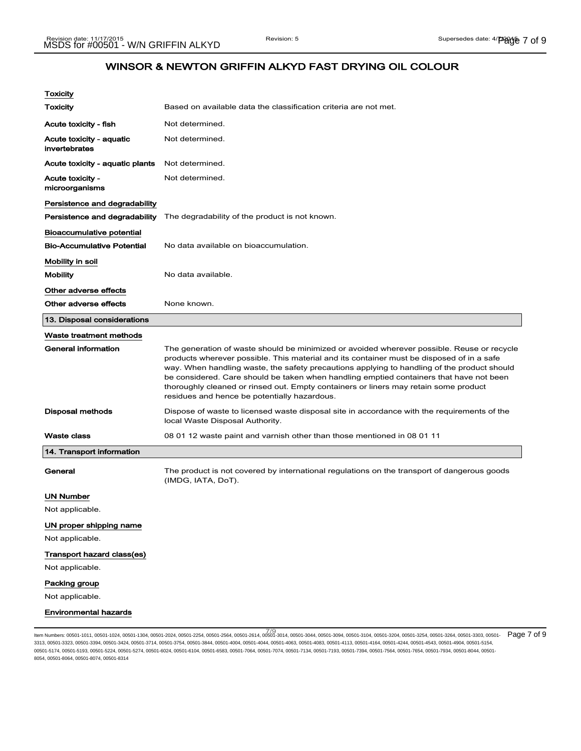## Toxicity

| | |
|---|---|
| **Toxicity** | Based on available data the classification criteria are not met. |
| **Acute toxicity - fish** | Not determined. |
| **Acute toxicity - aquatic invertebrates** | Not determined. |
| **Acute toxicity - aquatic plants** | Not determined. |
| **Acute toxicity - microorganisms** | Not determined. |

## Persistence and degradability

| | |
|---|---|
| **Persistence and degradability** | The degradability of the product is not known. |

## Bioaccumulative potential

| | |
|---|---|
| **Bio-Accumulative Potential** | No data available on bioaccumulation. |

## Mobility in soil

| | |
|---|---|
| **Mobility** | No data available. |

## Other adverse effects

| | |
|---|---|
| **Other adverse effects** | None known. |

# 13. Disposal considerations

## Waste treatment methods

| | |
|---|---|
| **General information** | The generation of waste should be minimized or avoided wherever possible. Reuse or recycle products wherever possible. This material and its container must be disposed of in a safe way. When handling waste, the safety precautions applying to handling of the product should be considered. Care should be taken when handling emptied containers that have not been thoroughly cleaned or rinsed out. Empty containers or liners may retain some product residues and hence be potentially hazardous. |
| **Disposal methods** | Dispose of waste to licensed waste disposal site in accordance with the requirements of the local Waste Disposal Authority. |
| **Waste class** | 08 01 12 waste paint and varnish other than those mentioned in 08 01 11 |

# 14. Transport information

| | |
|---|---|
| **General** | The product is not covered by international regulations on the transport of dangerous goods (IMDG, IATA, DoT). |

## UN Number

Not applicable.

## UN proper shipping name

Not applicable.

## Transport hazard class(es)

Not applicable.

## Packing group

Not applicable.

## Environmental hazards

Item Numbers: 00501-1011, 00501-1024, 00501-1304, 00501-2024, 00501-2254, 00501-2564, 00501-2614, 00501-3014, 00501-3044, 00501-3094, 00501-3104, 00501-3204, 00501-3254, 00501-3264, 00501-3303, 00501-3313, 00501-3323, 00501-3394, 00501-3424, 00501-3714, 00501-3754, 00501-3844, 00501-4004, 00501-4044, 00501-4063, 00501-4083, 00501-4113, 00501-4164, 00501-4244, 00501-4543, 00501-4904, 00501-5154, 00501-5174, 00501-5193, 00501-5224, 00501-5274, 00501-6024, 00501-6104, 00501-6583, 00501-7064, 00501-7074, 00501-7134, 00501-7193, 00501-7394, 00501-7564, 00501-7654, 00501-7934, 00501-8044, 00501-8054, 00501-8064, 00501-8074, 00501-8314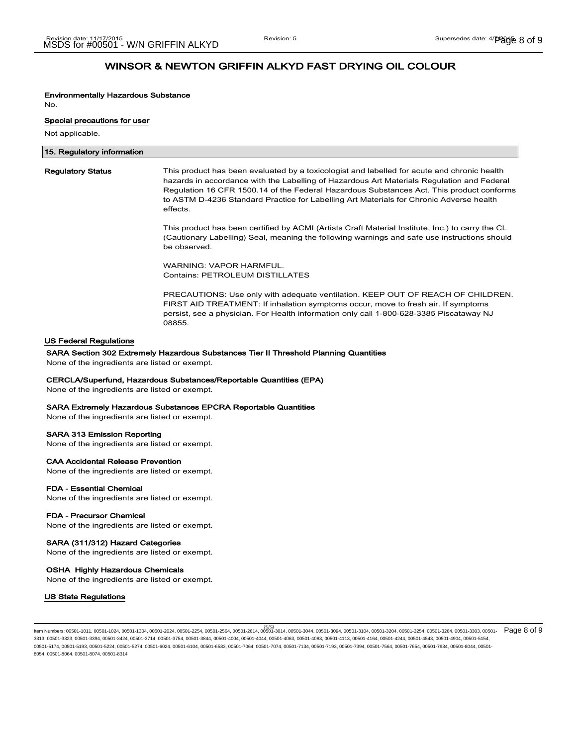# WINSOR & NEWTON GRIFFIN ALKYD FAST DRYING OIL COLOUR

**Environmentally Hazardous Substance**

No.

**Special precautions for user**

Not applicable.

## 15. Regulatory information

**Regulatory Status**

This product has been evaluated by a toxicologist and labelled for acute and chronic health hazards in accordance with the Labelling of Hazardous Art Materials Regulation and Federal Regulation 16 CFR 1500.14 of the Federal Hazardous Substances Act. This product conforms to ASTM D-4236 Standard Practice for Labelling Art Materials for Chronic Adverse health effects.

This product has been certified by ACMI (Artists Craft Material Institute, Inc.) to carry the CL (Cautionary Labelling) Seal, meaning the following warnings and safe use instructions should be observed.

WARNING: VAPOR HARMFUL.
Contains: PETROLEUM DISTILLATES

PRECAUTIONS: Use only with adequate ventilation. KEEP OUT OF REACH OF CHILDREN. FIRST AID TREATMENT: If inhalation symptoms occur, move to fresh air. If symptoms persist, see a physician. For Health information only call 1-800-628-3385 Piscataway NJ 08855.

### US Federal Regulations

**SARA Section 302 Extremely Hazardous Substances Tier II Threshold Planning Quantities**

None of the ingredients are listed or exempt.

**CERCLA/Superfund, Hazardous Substances/Reportable Quantities (EPA)**

None of the ingredients are listed or exempt.

**SARA Extremely Hazardous Substances EPCRA Reportable Quantities**

None of the ingredients are listed or exempt.

**SARA 313 Emission Reporting**

None of the ingredients are listed or exempt.

**CAA Accidental Release Prevention**

None of the ingredients are listed or exempt.

**FDA - Essential Chemical**

None of the ingredients are listed or exempt.

**FDA - Precursor Chemical**

None of the ingredients are listed or exempt.

**SARA (311/312) Hazard Categories**

None of the ingredients are listed or exempt.

**OSHA Highly Hazardous Chemicals**

None of the ingredients are listed or exempt.

### US State Regulations

Item Numbers: 00501-1011, 00501-1024, 00501-1304, 00501-2024, 00501-2254, 00501-2564, 00501-2614, 00501-3014, 00501-3044, 00501-3094, 00501-3104, 00501-3204, 00501-3254, 00501-3264, 00501-3303, 00501-3313, 00501-3323, 00501-3394, 00501-3424, 00501-3714, 00501-3754, 00501-3844, 00501-4004, 00501-4044, 00501-4063, 00501-4083, 00501-4113, 00501-4164, 00501-4244, 00501-4543, 00501-4904, 00501-5154, 00501-5174, 00501-5193, 00501-5224, 00501-5274, 00501-6024, 00501-6104, 00501-6583, 00501-7064, 00501-7074, 00501-7134, 00501-7193, 00501-7394, 00501-7564, 00501-7654, 00501-7934, 00501-8044, 00501-8054, 00501-8064, 00501-8074, 00501-8314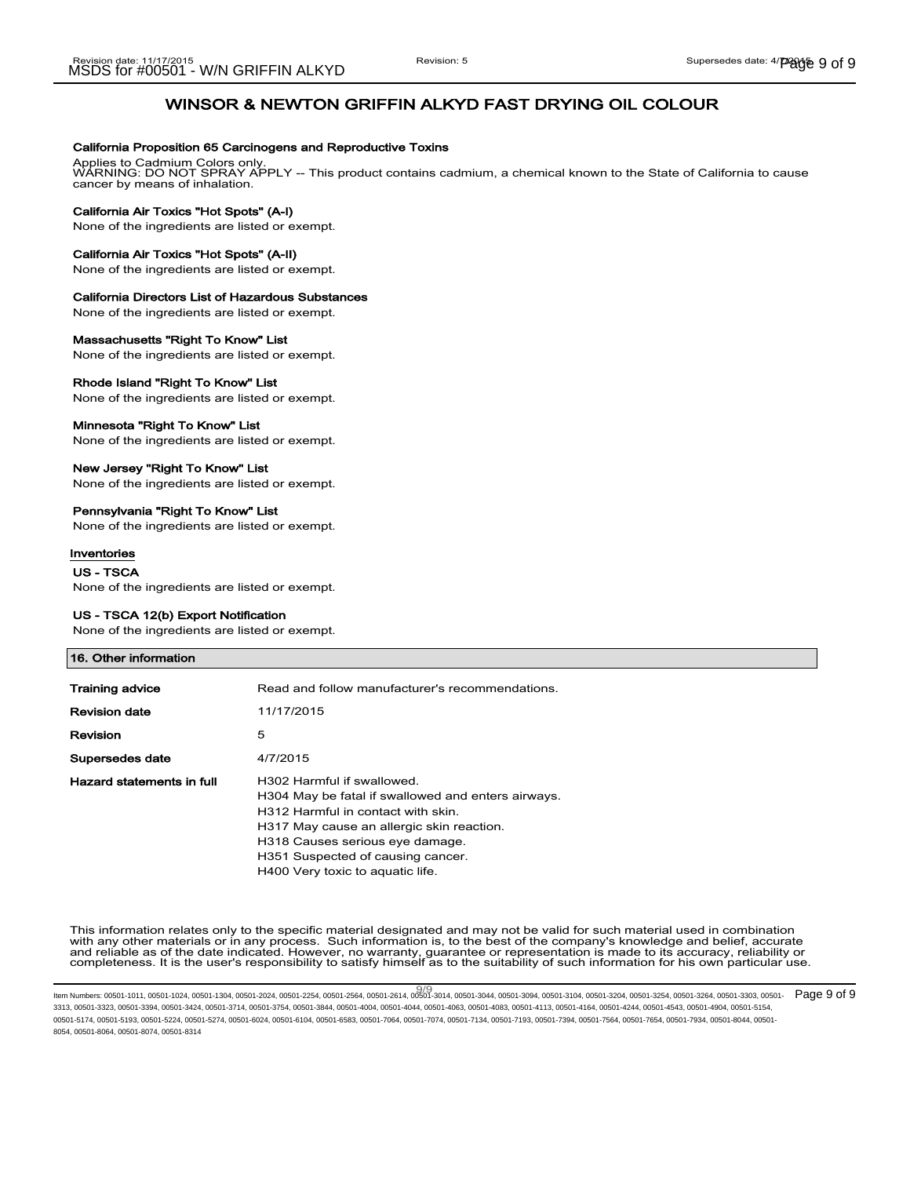# WINSOR & NEWTON GRIFFIN ALKYD FAST DRYING OIL COLOUR

**California Proposition 65 Carcinogens and Reproductive Toxins**

Applies to Cadmium Colors only.
WARNING: DO NOT SPRAY APPLY -- This product contains cadmium, a chemical known to the State of California to cause cancer by means of inhalation.

**California Air Toxics "Hot Spots" (A-I)**

None of the ingredients are listed or exempt.

**California Air Toxics "Hot Spots" (A-II)**

None of the ingredients are listed or exempt.

**California Directors List of Hazardous Substances**

None of the ingredients are listed or exempt.

**Massachusetts "Right To Know" List**

None of the ingredients are listed or exempt.

**Rhode Island "Right To Know" List**

None of the ingredients are listed or exempt.

**Minnesota "Right To Know" List**

None of the ingredients are listed or exempt.

**New Jersey "Right To Know" List**

None of the ingredients are listed or exempt.

**Pennsylvania "Right To Know" List**

None of the ingredients are listed or exempt.

**Inventories**

**US - TSCA**

None of the ingredients are listed or exempt.

**US - TSCA 12(b) Export Notification**

None of the ingredients are listed or exempt.

## 16. Other information

| | |
|---|---|
| **Training advice** | Read and follow manufacturer's recommendations. |
| **Revision date** | 11/17/2015 |
| **Revision** | 5 |
| **Supersedes date** | 4/7/2015 |
| **Hazard statements in full** | H302 Harmful if swallowed.<br>H304 May be fatal if swallowed and enters airways.<br>H312 Harmful in contact with skin.<br>H317 May cause an allergic skin reaction.<br>H318 Causes serious eye damage.<br>H351 Suspected of causing cancer.<br>H400 Very toxic to aquatic life. |

This information relates only to the specific material designated and may not be valid for such material used in combination with any other materials or in any process. Such information is, to the best of the company's knowledge and belief, accurate and reliable as of the date indicated. However, no warranty, guarantee or representation is made to its accuracy, reliability or completeness. It is the user's responsibility to satisfy himself as to the suitability of such information for his own particular use.

Item Numbers: 00501-1011, 00501-1024, 00501-1304, 00501-2024, 00501-2254, 00501-2564, 00501-2614, 00501-3014, 00501-3044, 00501-3094, 00501-3104, 00501-3204, 00501-3254, 00501-3264, 00501-3303, 00501-3313, 00501-3323, 00501-3394, 00501-3424, 00501-3714, 00501-3754, 00501-3844, 00501-4004, 00501-4044, 00501-4063, 00501-4083, 00501-4113, 00501-4164, 00501-4244, 00501-4543, 00501-4904, 00501-5154, 00501-5174, 00501-5193, 00501-5224, 00501-5274, 00501-6024, 00501-6104, 00501-6583, 00501-7064, 00501-7074, 00501-7134, 00501-7193, 00501-7394, 00501-7564, 00501-7654, 00501-7934, 00501-8044, 00501-8054, 00501-8064, 00501-8074, 00501-8314